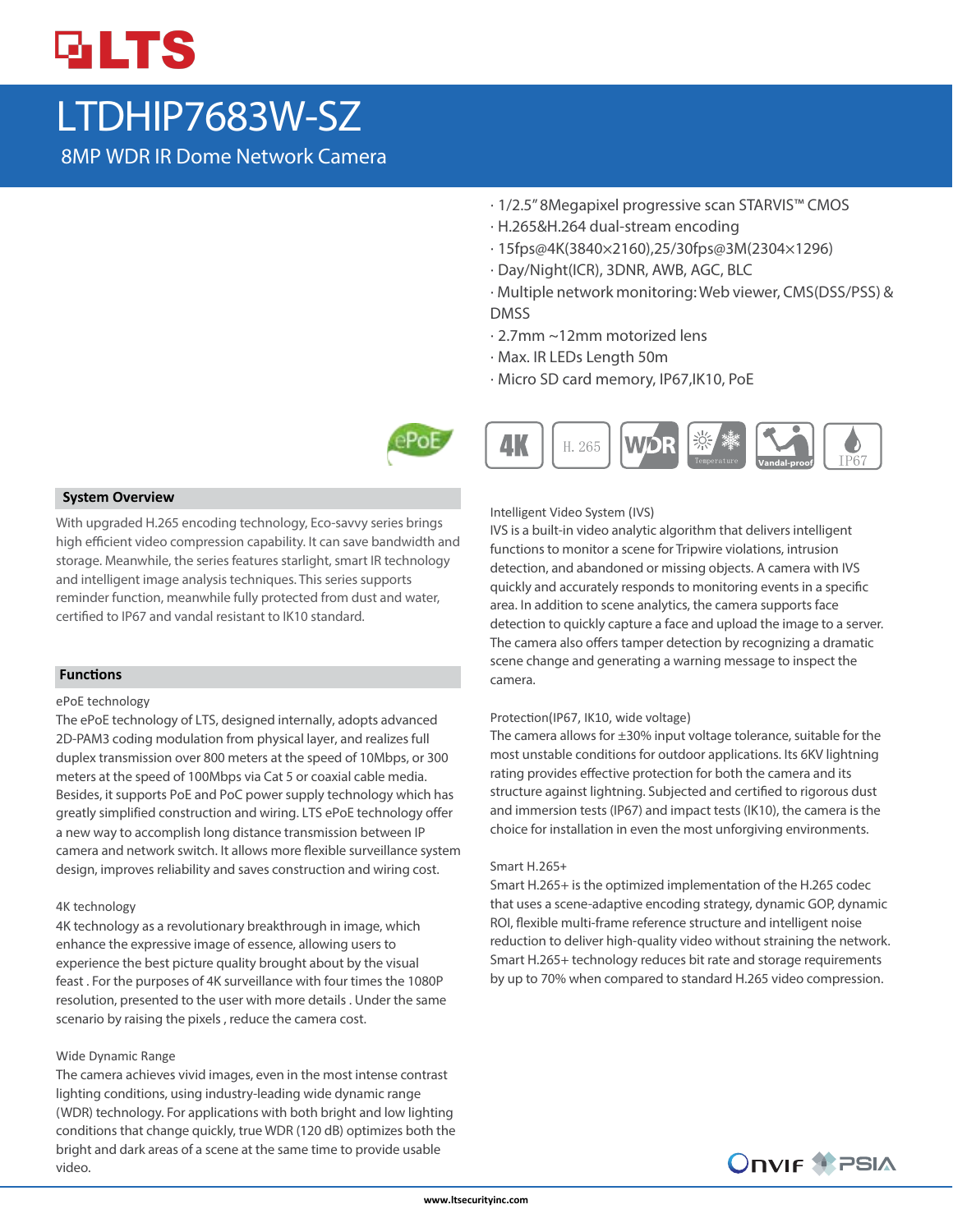# LTDHIP7683W-SZ

8MP WDR IR Dome Network Camera

- 1/2.5" 8Megapixel progressive scan STARVIS™ CMOS
- H.265&H.264 dual-stream encoding
- 15fps@4K(3840×2160),25/30fps@3M(2304×1296)
- Day/Night(ICR), 3DNR, AWB, AGC, BLC
- Multiple network monitoring: Web viewer, CMS(DSS/PSS) & DMSS
- 2.7mm ~12mm motorized lens
- Max. IR LEDs Length 50m
- Micro SD card memory, IP67,IK10, PoE

## System Overview

With upgraded H.265 encoding technology, Eco-savvy series brings high efficient video compression capability. It can save bandwidth and storage. Meanwhile, the series features starlight, smart IR technology and intelligent image analysis techniques. This series supports reminder function, meanwhile fully protected from dust and water, certified to IP67 and vandal resistant to IK10 standard.

## Functions

### ePoE technology

The ePoE technology of LTS, designed internally, adopts advanced 2D-PAM3 coding modulation from physical layer, and realizes full duplex transmission over 800 meters at the speed of 10Mbps, or 300 meters at the speed of 100Mbps via Cat 5 or coaxial cable media. Besides, it supports PoE and PoC power supply technology which has greatly simplified construction and wiring. LTS ePoE technology offer a new way to accomplish long distance transmission between IP camera and network switch. It allows more flexible surveillance system design, improves reliability and saves construction and wiring cost.

### 4K technology

4K technology as a revolutionary breakthrough in image, which enhance the expressive image of essence, allowing users to experience the best picture quality brought about by the visual feast . For the purposes of 4K surveillance with four times the 1080P resolution, presented to the user with more details . Under the same scenario by raising the pixels , reduce the camera cost.

### Wide Dynamic Range

The camera achieves vivid images, even in the most intense contrast lighting conditions, using industry-leading wide dynamic range (WDR) technology. For applications with both bright and low lighting conditions that change quickly, true WDR (120 dB) optimizes both the bright and dark areas of a scene at the same time to provide usable video.

### Intelligent Video System (IVS)

IVS is a built-in video analytic algorithm that delivers intelligent functions to monitor a scene for Tripwire violations, intrusion detection, and abandoned or missing objects. A camera with IVS quickly and accurately responds to monitoring events in a specific area. In addition to scene analytics, the camera supports face detection to quickly capture a face and upload the image to a server. The camera also offers tamper detection by recognizing a dramatic scene change and generating a warning message to inspect the camera.

### Protection(IP67, IK10, wide voltage)

The camera allows for ±30% input voltage tolerance, suitable for the most unstable conditions for outdoor applications. Its 6KV lightning rating provides effective protection for both the camera and its structure against lightning. Subjected and certified to rigorous dust and immersion tests (IP67) and impact tests (IK10), the camera is the choice for installation in even the most unforgiving environments.

### Smart H.265+

Smart H.265+ is the optimized implementation of the H.265 codec that uses a scene-adaptive encoding strategy, dynamic GOP, dynamic ROI, flexible multi-frame reference structure and intelligent noise reduction to deliver high-quality video without straining the network. Smart H.265+ technology reduces bit rate and storage requirements by up to 70% when compared to standard H.265 video compression.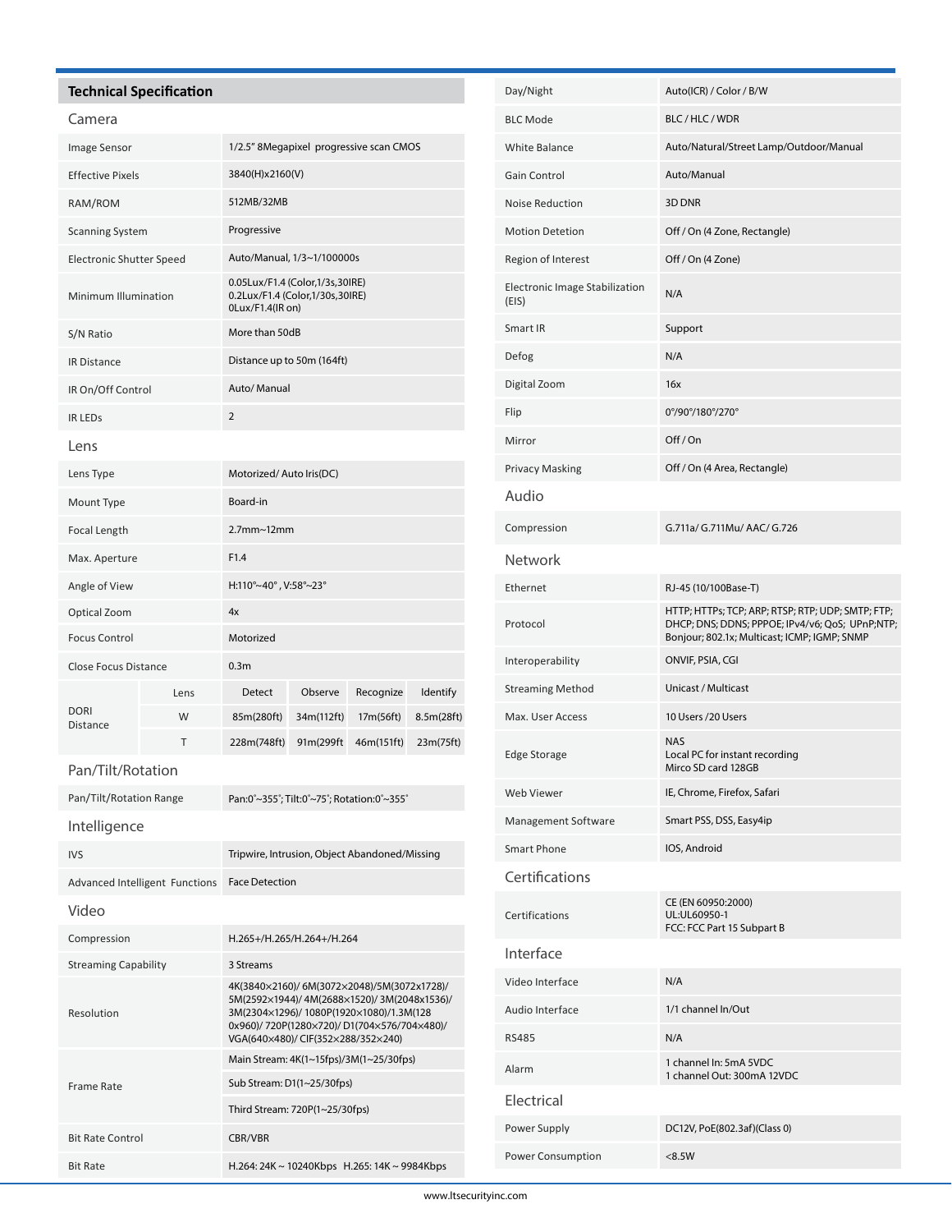## Technical Specification

### Camera

| | |
|---|---|
| Image Sensor | 1/2.5" 8Megapixel progressive scan CMOS |
| Effective Pixels | 3840(H)x2160(V) |
| RAM/ROM | 512MB/32MB |
| Scanning System | Progressive |
| Electronic Shutter Speed | Auto/Manual, 1/3~1/100000s |
| Minimum Illumination | 0.05Lux/F1.4 (Color,1/3s,30IRE)<br>0.2Lux/F1.4 (Color,1/30s,30IRE)<br>0Lux/F1.4(IR on) |
| S/N Ratio | More than 50dB |
| IR Distance | Distance up to 50m (164ft) |
| IR On/Off Control | Auto/ Manual |
| IR LEDs | 2 |

### Lens

| | |
|---|---|
| Lens Type | Motorized/ Auto Iris(DC) |
| Mount Type | Board-in |
| Focal Length | 2.7mm~12mm |
| Max. Aperture | F1.4 |
| Angle of View | H:110°~40° , V:58°~23° |
| Optical Zoom | 4x |
| Focus Control | Motorized |
| Close Focus Distance | 0.3m |

| DORI Distance | Lens | Detect | Observe | Recognize | Identify |
|---|---|---|---|---|---|
| | W | 85m(280ft) | 34m(112ft) | 17m(56ft) | 8.5m(28ft) |
| | T | 228m(748ft) | 91m(299ft | 46m(151ft) | 23m(75ft) |

### Pan/Tilt/Rotation

| | |
|---|---|
| Pan/Tilt/Rotation Range | Pan:0˚~355˚; Tilt:0˚~75˚; Rotation:0˚~355˚ |

### Intelligence

| | |
|---|---|
| IVS | Tripwire, Intrusion, Object Abandoned/Missing |
| Advanced Intelligent Functions | Face Detection |

### Video

| | |
|---|---|
| Compression | H.265+/H.265/H.264+/H.264 |
| Streaming Capability | 3 Streams |
| Resolution | 4K(3840×2160)/ 6M(3072×2048)/5M(3072x1728)/ 5M(2592×1944)/ 4M(2688×1520)/ 3M(2048x1536)/ 3M(2304×1296)/ 1080P(1920×1080)/1.3M(1280x960)/ 720P(1280×720)/ D1(704×576/704×480)/ VGA(640×480)/ CIF(352×288/352×240) |
| Frame Rate | Main Stream: 4K(1~15fps)/3M(1~25/30fps) |
| | Sub Stream: D1(1~25/30fps) |
| | Third Stream: 720P(1~25/30fps) |
| Bit Rate Control | CBR/VBR |
| Bit Rate | H.264: 24K ~ 10240Kbps H.265: 14K ~ 9984Kbps |
| Day/Night | Auto(ICR) / Color / B/W |
| BLC Mode | BLC / HLC / WDR |
| White Balance | Auto/Natural/Street Lamp/Outdoor/Manual |
| Gain Control | Auto/Manual |
| Noise Reduction | 3D DNR |
| Motion Detetion | Off / On (4 Zone, Rectangle) |
| Region of Interest | Off / On (4 Zone) |
| Electronic Image Stabilization (EIS) | N/A |
| Smart IR | Support |
| Defog | N/A |
| Digital Zoom | 16x |
| Flip | 0°/90°/180°/270° |
| Mirror | Off / On |
| Privacy Masking | Off / On (4 Area, Rectangle) |

### Audio

| | |
|---|---|
| Compression | G.711a/ G.711Mu/ AAC/ G.726 |

### Network

| | |
|---|---|
| Ethernet | RJ-45 (10/100Base-T) |
| Protocol | HTTP; HTTPs; TCP; ARP; RTSP; RTP; UDP; SMTP; FTP; DHCP; DNS; DDNS; PPPOE; IPv4/v6; QoS; UPnP;NTP; Bonjour; 802.1x; Multicast; ICMP; IGMP; SNMP |
| Interoperability | ONVIF, PSIA, CGI |
| Streaming Method | Unicast / Multicast |
| Max. User Access | 10 Users /20 Users |
| Edge Storage | NAS<br>Local PC for instant recording<br>Mirco SD card 128GB |
| Web Viewer | IE, Chrome, Firefox, Safari |
| Management Software | Smart PSS, DSS, Easy4ip |
| Smart Phone | IOS, Android |

### Certifications

| | |
|---|---|
| Certifications | CE (EN 60950:2000)<br>UL:UL60950-1<br>FCC: FCC Part 15 Subpart B |

### Interface

| | |
|---|---|
| Video Interface | N/A |
| Audio Interface | 1/1 channel In/Out |
| RS485 | N/A |
| Alarm | 1 channel In: 5mA 5VDC<br>1 channel Out: 300mA 12VDC |

### Electrical

| | |
|---|---|
| Power Supply | DC12V, PoE(802.3af)(Class 0) |
| Power Consumption | <8.5W |

www.ltsecurityinc.com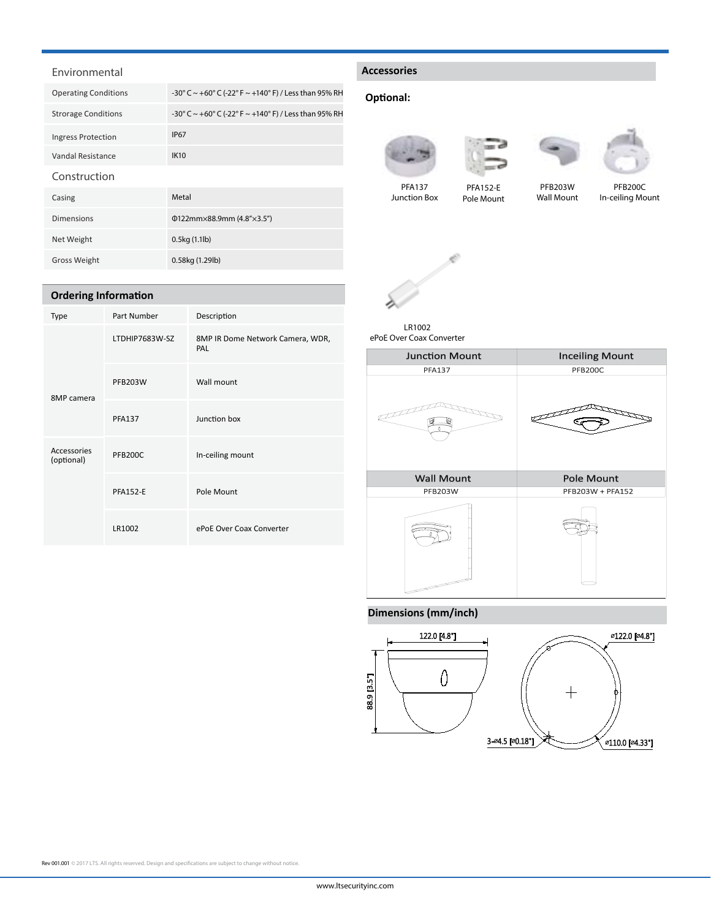## Environmental

| | |
|---|---|
| Operating Conditions | -30° C ~ +60° C (-22° F ~ +140° F) / Less than 95% RH |
| Strorage Conditions | -30° C ~ +60° C (-22° F ~ +140° F) / Less than 95% RH |
| Ingress Protection | IP67 |
| Vandal Resistance | IK10 |

## Construction

| | |
|---|---|
| Casing | Metal |
| Dimensions | Φ122mm×88.9mm (4.8"×3.5") |
| Net Weight | 0.5kg (1.1lb) |
| Gross Weight | 0.58kg (1.29lb) |

## Ordering Information

| Type | Part Number | Description |
|---|---|---|
| 8MP camera | LTDHIP7683W-SZ | 8MP IR Dome Network Camera, WDR, PAL |
| | PFB203W | Wall mount |
| | PFA137 | Junction box |
| Accessories (optional) | PFB200C | In-ceiling mount |
| | PFA152-E | Pole Mount |
| | LR1002 | ePoE Over Coax Converter |

## Accessories

**Optional:**

PFA137
Junction Box

PFA152-E
Pole Mount

PFB203W
Wall Mount

PFB200C
In-ceiling Mount

LR1002
ePoE Over Coax Converter

| Junction Mount | Inceiling Mount |
|---|---|
| PFA137 | PFB200C |

| Wall Mount | Pole Mount |
|---|---|
| PFB203W | PFB203W + PFA152 |

## Dimensions (mm/inch)

122.0 [4.8"]

88.9 [3.5"]

⌀122.0 [⌀4.8"]

3-⌀4.5 [⌀0.18"]

⌀110.0 [⌀4.33"]

Rev 001.001 © 2017 LTS. All rights reserved. Design and specifications are subject to change without notice.

www.ltsecurityinc.com